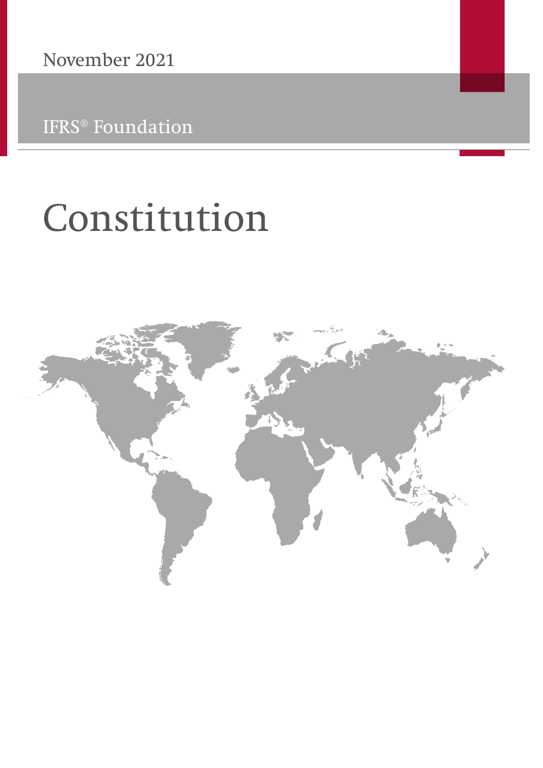November 2021

IFRS® Foundation

# Constitution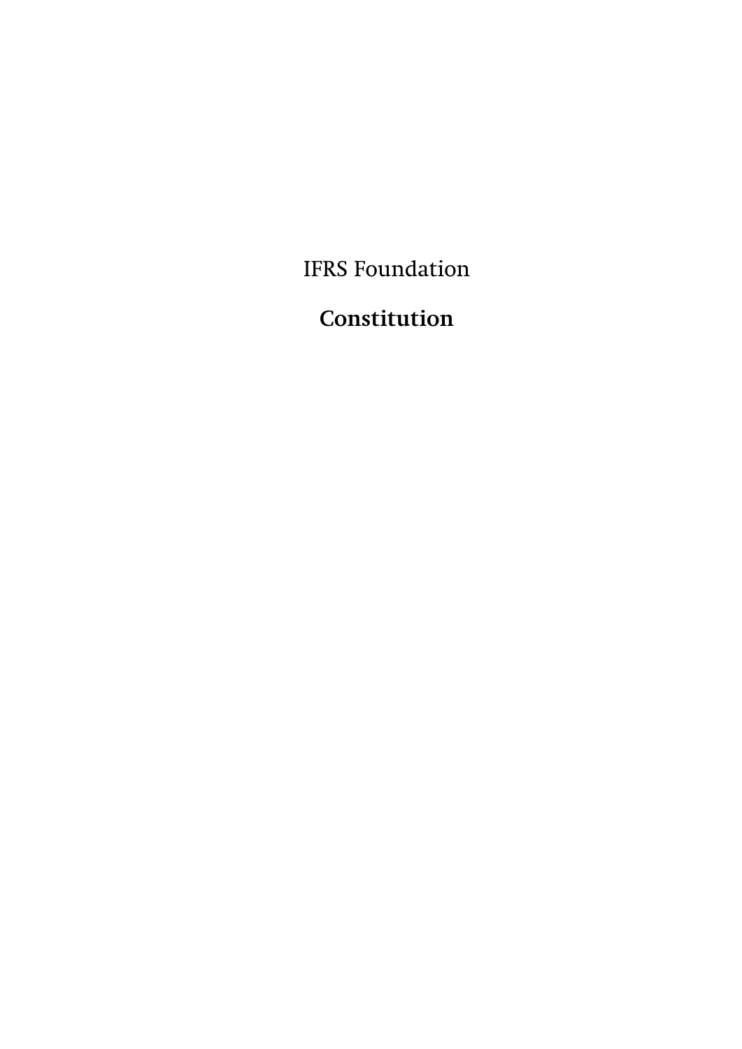IFRS Foundation

# Constitution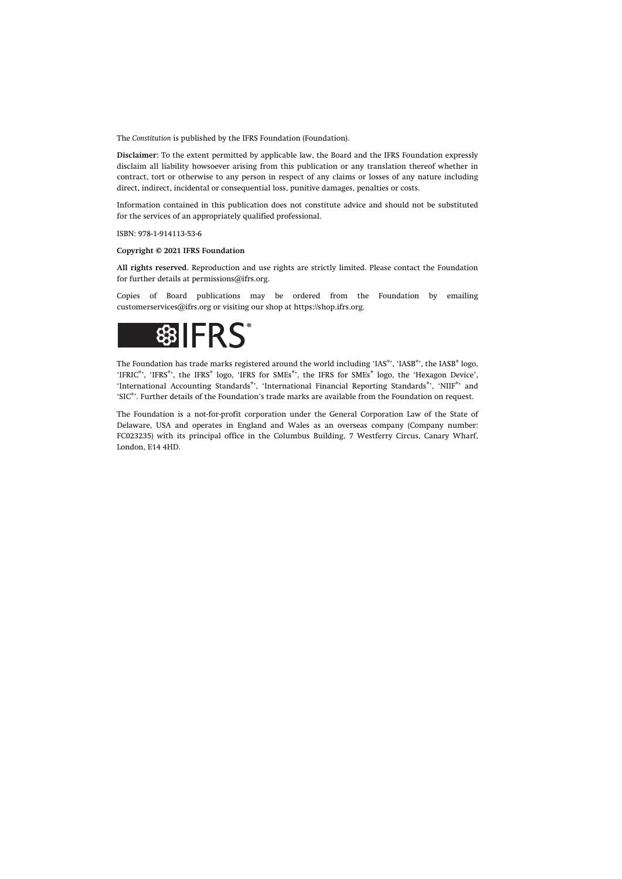The *Constitution* is published by the IFRS Foundation (Foundation).

**Disclaimer:** To the extent permitted by applicable law, the Board and the IFRS Foundation expressly disclaim all liability howsoever arising from this publication or any translation thereof whether in contract, tort or otherwise to any person in respect of any claims or losses of any nature including direct, indirect, incidental or consequential loss, punitive damages, penalties or costs.

Information contained in this publication does not constitute advice and should not be substituted for the services of an appropriately qualified professional.

ISBN: 978-1-914113-53-6

**Copyright © 2021 IFRS Foundation**

**All rights reserved.** Reproduction and use rights are strictly limited. Please contact the Foundation for further details at permissions@ifrs.org.

Copies of Board publications may be ordered from the Foundation by emailing customerservices@ifrs.org or visiting our shop at https://shop.ifrs.org.

The Foundation has trade marks registered around the world including 'IAS®', 'IASB®', the IASB® logo, 'IFRIC®', 'IFRS®', the IFRS® logo, 'IFRS for SMEs®', the IFRS for SMEs® logo, the 'Hexagon Device', 'International Accounting Standards®', 'International Financial Reporting Standards®', 'NIIF®' and 'SIC®'. Further details of the Foundation's trade marks are available from the Foundation on request.

The Foundation is a not-for-profit corporation under the General Corporation Law of the State of Delaware, USA and operates in England and Wales as an overseas company (Company number: FC023235) with its principal office in the Columbus Building, 7 Westferry Circus, Canary Wharf, London, E14 4HD.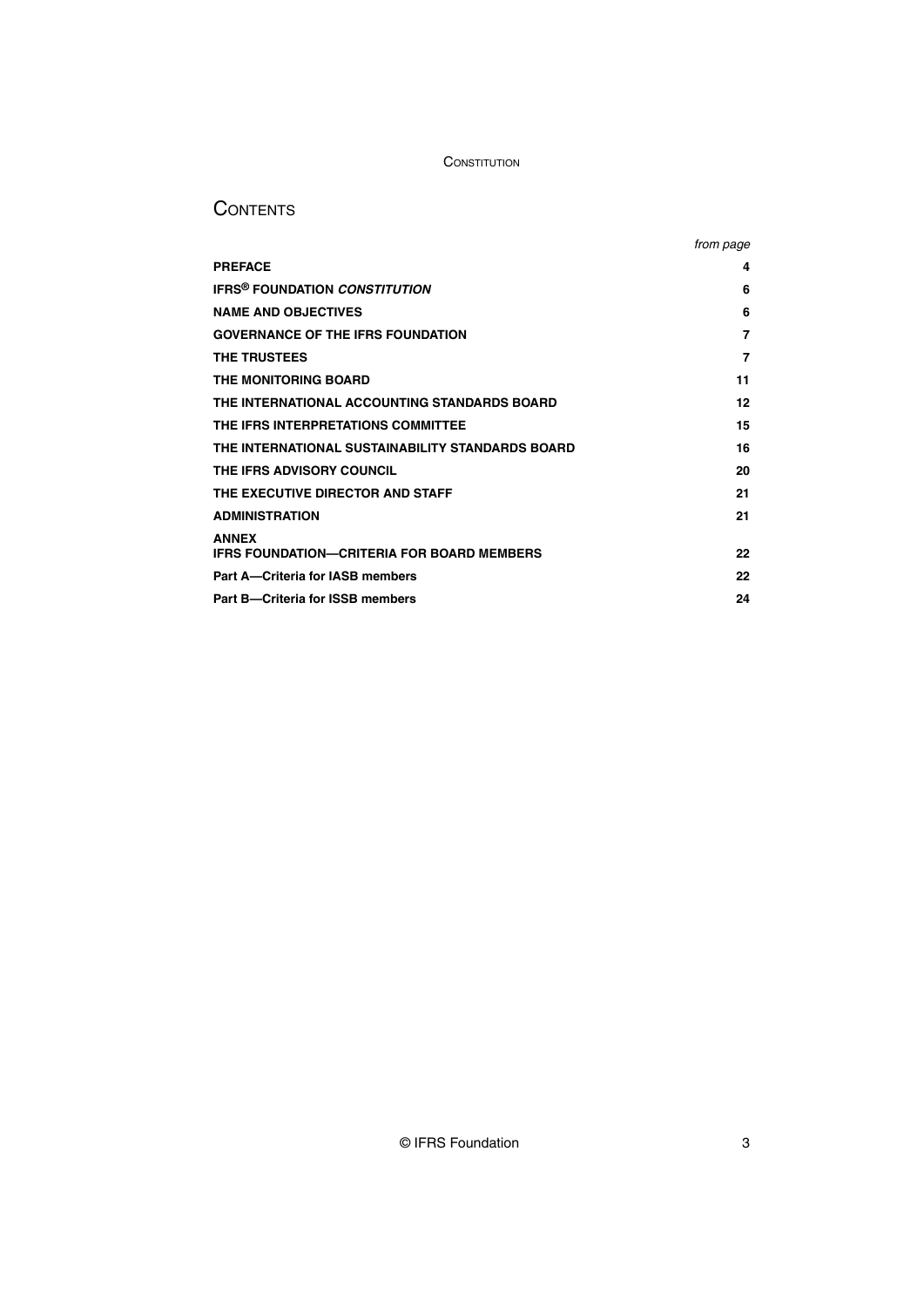# CONTENTS

| | *from page* |
|---|---|
| **PREFACE** | **4** |
| **IFRS® FOUNDATION *CONSTITUTION*** | **6** |
| **NAME AND OBJECTIVES** | **6** |
| **GOVERNANCE OF THE IFRS FOUNDATION** | **7** |
| **THE TRUSTEES** | **7** |
| **THE MONITORING BOARD** | **11** |
| **THE INTERNATIONAL ACCOUNTING STANDARDS BOARD** | **12** |
| **THE IFRS INTERPRETATIONS COMMITTEE** | **15** |
| **THE INTERNATIONAL SUSTAINABILITY STANDARDS BOARD** | **16** |
| **THE IFRS ADVISORY COUNCIL** | **20** |
| **THE EXECUTIVE DIRECTOR AND STAFF** | **21** |
| **ADMINISTRATION** | **21** |
| **ANNEX**<br>**IFRS FOUNDATION—CRITERIA FOR BOARD MEMBERS** | **22** |
| **Part A—Criteria for IASB members** | **22** |
| **Part B—Criteria for ISSB members** | **24** |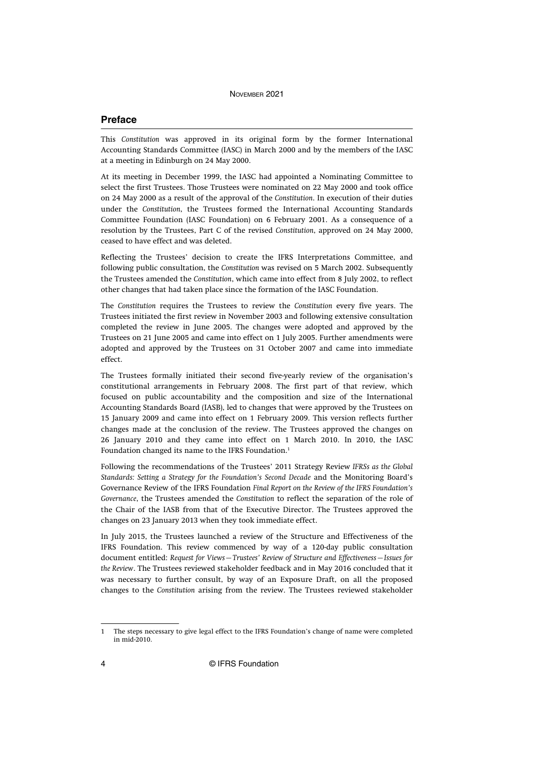## Preface

This *Constitution* was approved in its original form by the former International Accounting Standards Committee (IASC) in March 2000 and by the members of the IASC at a meeting in Edinburgh on 24 May 2000.

At its meeting in December 1999, the IASC had appointed a Nominating Committee to select the first Trustees. Those Trustees were nominated on 22 May 2000 and took office on 24 May 2000 as a result of the approval of the *Constitution*. In execution of their duties under the *Constitution*, the Trustees formed the International Accounting Standards Committee Foundation (IASC Foundation) on 6 February 2001. As a consequence of a resolution by the Trustees, Part C of the revised *Constitution*, approved on 24 May 2000, ceased to have effect and was deleted.

Reflecting the Trustees' decision to create the IFRS Interpretations Committee, and following public consultation, the *Constitution* was revised on 5 March 2002. Subsequently the Trustees amended the *Constitution*, which came into effect from 8 July 2002, to reflect other changes that had taken place since the formation of the IASC Foundation.

The *Constitution* requires the Trustees to review the *Constitution* every five years. The Trustees initiated the first review in November 2003 and following extensive consultation completed the review in June 2005. The changes were adopted and approved by the Trustees on 21 June 2005 and came into effect on 1 July 2005. Further amendments were adopted and approved by the Trustees on 31 October 2007 and came into immediate effect.

The Trustees formally initiated their second five-yearly review of the organisation's constitutional arrangements in February 2008. The first part of that review, which focused on public accountability and the composition and size of the International Accounting Standards Board (IASB), led to changes that were approved by the Trustees on 15 January 2009 and came into effect on 1 February 2009. This version reflects further changes made at the conclusion of the review. The Trustees approved the changes on 26 January 2010 and they came into effect on 1 March 2010. In 2010, the IASC Foundation changed its name to the IFRS Foundation.[1]

Following the recommendations of the Trustees' 2011 Strategy Review *IFRSs as the Global Standards: Setting a Strategy for the Foundation's Second Decade* and the Monitoring Board's Governance Review of the IFRS Foundation *Final Report on the Review of the IFRS Foundation's Governance*, the Trustees amended the *Constitution* to reflect the separation of the role of the Chair of the IASB from that of the Executive Director. The Trustees approved the changes on 23 January 2013 when they took immediate effect.

In July 2015, the Trustees launched a review of the Structure and Effectiveness of the IFRS Foundation. This review commenced by way of a 120-day public consultation document entitled: *Request for Views—Trustees' Review of Structure and Effectiveness—Issues for the Review*. The Trustees reviewed stakeholder feedback and in May 2016 concluded that it was necessary to further consult, by way of an Exposure Draft, on all the proposed changes to the *Constitution* arising from the review. The Trustees reviewed stakeholder

[1] The steps necessary to give legal effect to the IFRS Foundation's change of name were completed in mid-2010.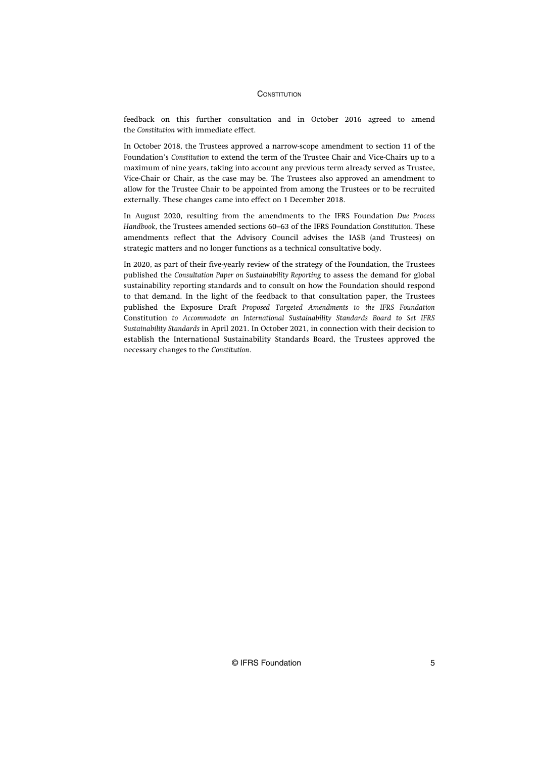feedback on this further consultation and in October 2016 agreed to amend the *Constitution* with immediate effect.

In October 2018, the Trustees approved a narrow-scope amendment to section 11 of the Foundation's *Constitution* to extend the term of the Trustee Chair and Vice-Chairs up to a maximum of nine years, taking into account any previous term already served as Trustee, Vice-Chair or Chair, as the case may be. The Trustees also approved an amendment to allow for the Trustee Chair to be appointed from among the Trustees or to be recruited externally. These changes came into effect on 1 December 2018.

In August 2020, resulting from the amendments to the IFRS Foundation *Due Process Handbook*, the Trustees amended sections 60–63 of the IFRS Foundation *Constitution*. These amendments reflect that the Advisory Council advises the IASB (and Trustees) on strategic matters and no longer functions as a technical consultative body.

In 2020, as part of their five-yearly review of the strategy of the Foundation, the Trustees published the *Consultation Paper on Sustainability Reporting* to assess the demand for global sustainability reporting standards and to consult on how the Foundation should respond to that demand. In the light of the feedback to that consultation paper, the Trustees published the Exposure Draft *Proposed Targeted Amendments to the IFRS Foundation* Constitution *to Accommodate an International Sustainability Standards Board to Set IFRS Sustainability Standards* in April 2021. In October 2021, in connection with their decision to establish the International Sustainability Standards Board, the Trustees approved the necessary changes to the *Constitution*.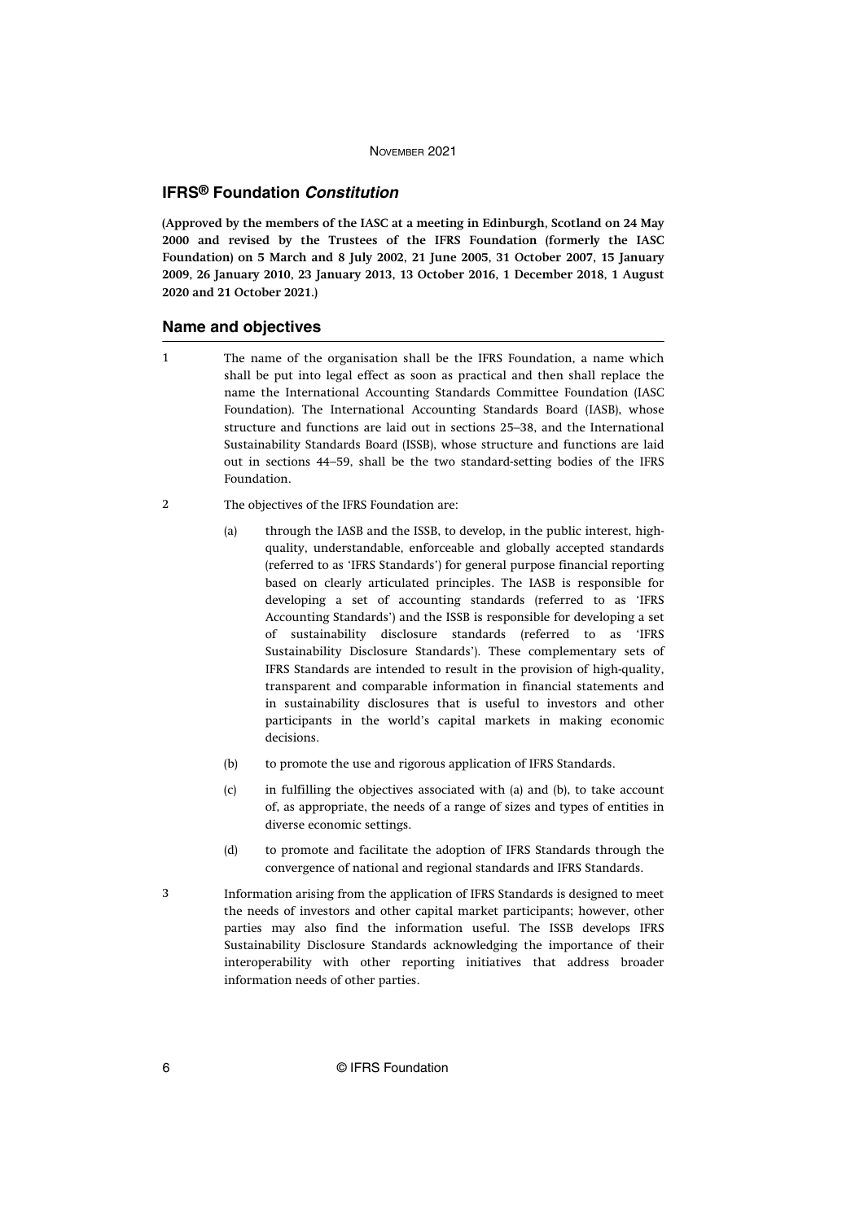## IFRS® Foundation *Constitution*

**(Approved by the members of the IASC at a meeting in Edinburgh, Scotland on 24 May 2000 and revised by the Trustees of the IFRS Foundation (formerly the IASC Foundation) on 5 March and 8 July 2002, 21 June 2005, 31 October 2007, 15 January 2009, 26 January 2010, 23 January 2013, 13 October 2016, 1 December 2018, 1 August 2020 and 21 October 2021.)**

## Name and objectives

1 The name of the organisation shall be the IFRS Foundation, a name which shall be put into legal effect as soon as practical and then shall replace the name the International Accounting Standards Committee Foundation (IASC Foundation). The International Accounting Standards Board (IASB), whose structure and functions are laid out in sections 25–38, and the International Sustainability Standards Board (ISSB), whose structure and functions are laid out in sections 44–59, shall be the two standard-setting bodies of the IFRS Foundation.

2 The objectives of the IFRS Foundation are:

(a) through the IASB and the ISSB, to develop, in the public interest, high-quality, understandable, enforceable and globally accepted standards (referred to as 'IFRS Standards') for general purpose financial reporting based on clearly articulated principles. The IASB is responsible for developing a set of accounting standards (referred to as 'IFRS Accounting Standards') and the ISSB is responsible for developing a set of sustainability disclosure standards (referred to as 'IFRS Sustainability Disclosure Standards'). These complementary sets of IFRS Standards are intended to result in the provision of high-quality, transparent and comparable information in financial statements and in sustainability disclosures that is useful to investors and other participants in the world's capital markets in making economic decisions.

(b) to promote the use and rigorous application of IFRS Standards.

(c) in fulfilling the objectives associated with (a) and (b), to take account of, as appropriate, the needs of a range of sizes and types of entities in diverse economic settings.

(d) to promote and facilitate the adoption of IFRS Standards through the convergence of national and regional standards and IFRS Standards.

3 Information arising from the application of IFRS Standards is designed to meet the needs of investors and other capital market participants; however, other parties may also find the information useful. The ISSB develops IFRS Sustainability Disclosure Standards acknowledging the importance of their interoperability with other reporting initiatives that address broader information needs of other parties.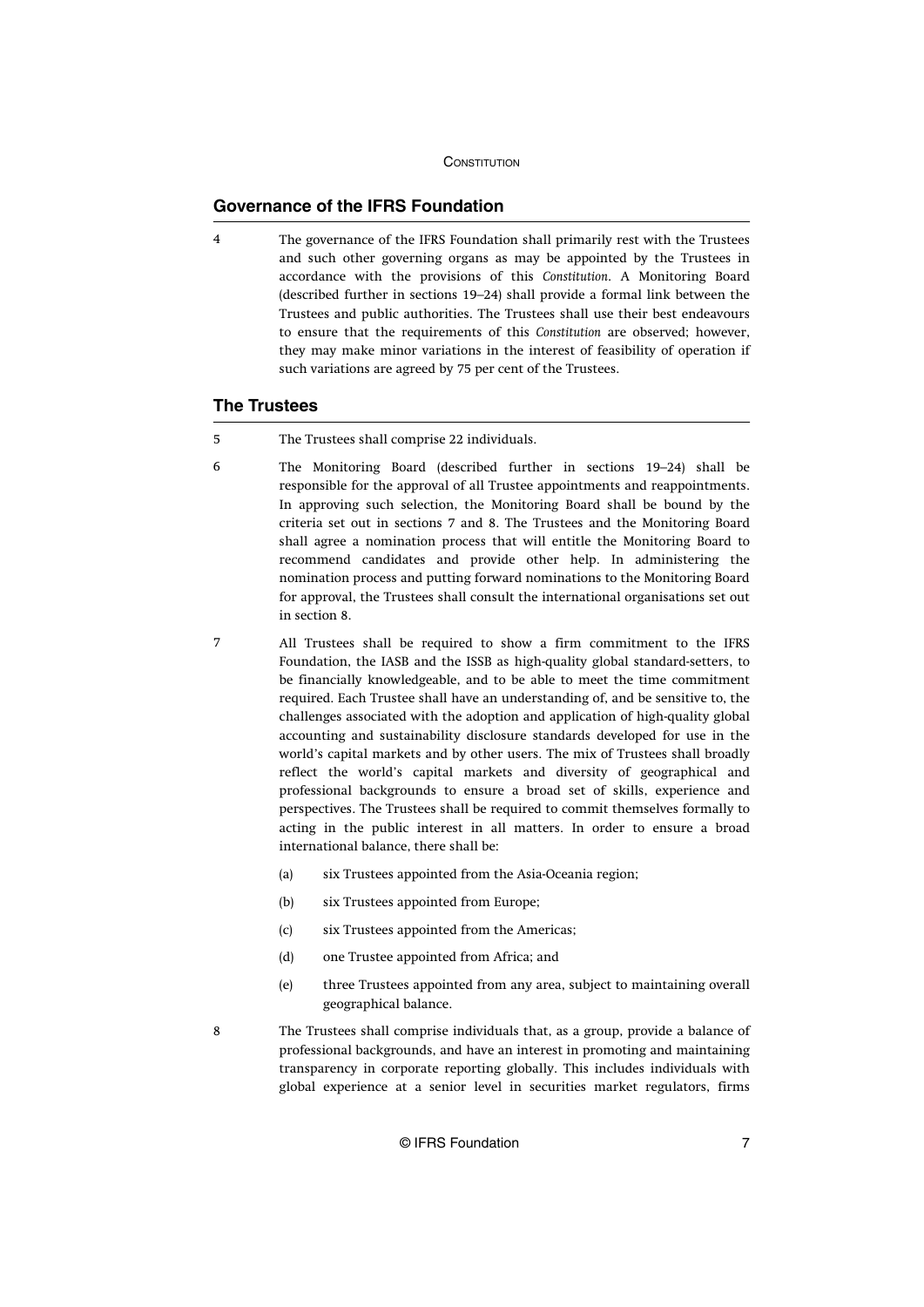## Governance of the IFRS Foundation

4 The governance of the IFRS Foundation shall primarily rest with the Trustees and such other governing organs as may be appointed by the Trustees in accordance with the provisions of this *Constitution*. A Monitoring Board (described further in sections 19–24) shall provide a formal link between the Trustees and public authorities. The Trustees shall use their best endeavours to ensure that the requirements of this *Constitution* are observed; however, they may make minor variations in the interest of feasibility of operation if such variations are agreed by 75 per cent of the Trustees.

## The Trustees

5 The Trustees shall comprise 22 individuals.

6 The Monitoring Board (described further in sections 19–24) shall be responsible for the approval of all Trustee appointments and reappointments. In approving such selection, the Monitoring Board shall be bound by the criteria set out in sections 7 and 8. The Trustees and the Monitoring Board shall agree a nomination process that will entitle the Monitoring Board to recommend candidates and provide other help. In administering the nomination process and putting forward nominations to the Monitoring Board for approval, the Trustees shall consult the international organisations set out in section 8.

7 All Trustees shall be required to show a firm commitment to the IFRS Foundation, the IASB and the ISSB as high-quality global standard-setters, to be financially knowledgeable, and to be able to meet the time commitment required. Each Trustee shall have an understanding of, and be sensitive to, the challenges associated with the adoption and application of high-quality global accounting and sustainability disclosure standards developed for use in the world's capital markets and by other users. The mix of Trustees shall broadly reflect the world's capital markets and diversity of geographical and professional backgrounds to ensure a broad set of skills, experience and perspectives. The Trustees shall be required to commit themselves formally to acting in the public interest in all matters. In order to ensure a broad international balance, there shall be:

(a) six Trustees appointed from the Asia-Oceania region;

(b) six Trustees appointed from Europe;

(c) six Trustees appointed from the Americas;

(d) one Trustee appointed from Africa; and

(e) three Trustees appointed from any area, subject to maintaining overall geographical balance.

8 The Trustees shall comprise individuals that, as a group, provide a balance of professional backgrounds, and have an interest in promoting and maintaining transparency in corporate reporting globally. This includes individuals with global experience at a senior level in securities market regulators, firms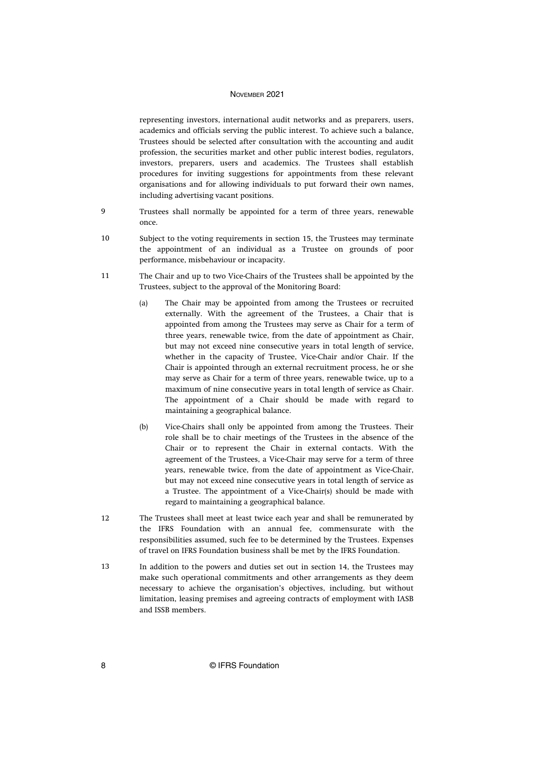representing investors, international audit networks and as preparers, users, academics and officials serving the public interest. To achieve such a balance, Trustees should be selected after consultation with the accounting and audit profession, the securities market and other public interest bodies, regulators, investors, preparers, users and academics. The Trustees shall establish procedures for inviting suggestions for appointments from these relevant organisations and for allowing individuals to put forward their own names, including advertising vacant positions.

9 Trustees shall normally be appointed for a term of three years, renewable once.

10 Subject to the voting requirements in section 15, the Trustees may terminate the appointment of an individual as a Trustee on grounds of poor performance, misbehaviour or incapacity.

11 The Chair and up to two Vice-Chairs of the Trustees shall be appointed by the Trustees, subject to the approval of the Monitoring Board:

(a) The Chair may be appointed from among the Trustees or recruited externally. With the agreement of the Trustees, a Chair that is appointed from among the Trustees may serve as Chair for a term of three years, renewable twice, from the date of appointment as Chair, but may not exceed nine consecutive years in total length of service, whether in the capacity of Trustee, Vice-Chair and/or Chair. If the Chair is appointed through an external recruitment process, he or she may serve as Chair for a term of three years, renewable twice, up to a maximum of nine consecutive years in total length of service as Chair. The appointment of a Chair should be made with regard to maintaining a geographical balance.

(b) Vice-Chairs shall only be appointed from among the Trustees. Their role shall be to chair meetings of the Trustees in the absence of the Chair or to represent the Chair in external contacts. With the agreement of the Trustees, a Vice-Chair may serve for a term of three years, renewable twice, from the date of appointment as Vice-Chair, but may not exceed nine consecutive years in total length of service as a Trustee. The appointment of a Vice-Chair(s) should be made with regard to maintaining a geographical balance.

12 The Trustees shall meet at least twice each year and shall be remunerated by the IFRS Foundation with an annual fee, commensurate with the responsibilities assumed, such fee to be determined by the Trustees. Expenses of travel on IFRS Foundation business shall be met by the IFRS Foundation.

13 In addition to the powers and duties set out in section 14, the Trustees may make such operational commitments and other arrangements as they deem necessary to achieve the organisation's objectives, including, but without limitation, leasing premises and agreeing contracts of employment with IASB and ISSB members.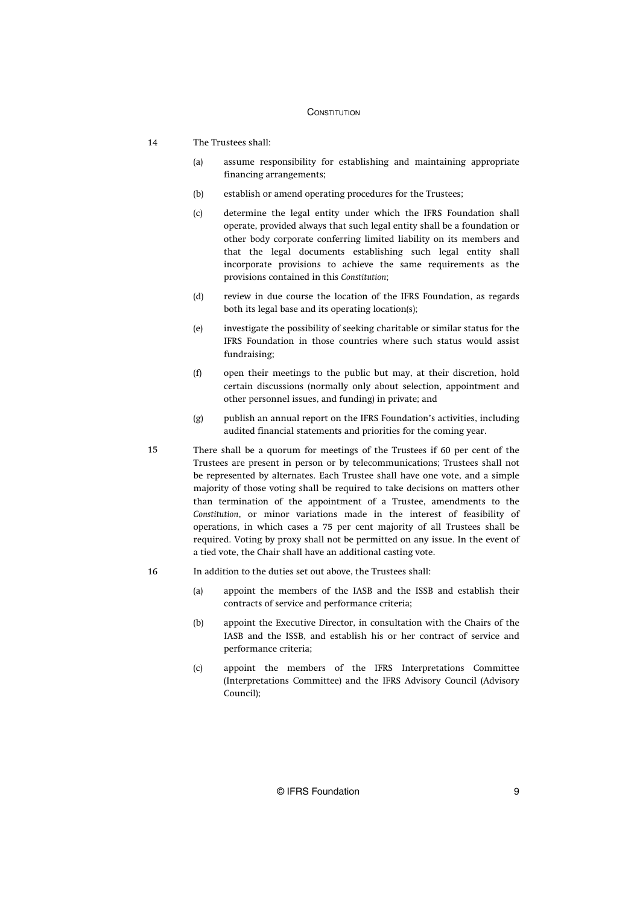14 The Trustees shall:

(a) assume responsibility for establishing and maintaining appropriate financing arrangements;

(b) establish or amend operating procedures for the Trustees;

(c) determine the legal entity under which the IFRS Foundation shall operate, provided always that such legal entity shall be a foundation or other body corporate conferring limited liability on its members and that the legal documents establishing such legal entity shall incorporate provisions to achieve the same requirements as the provisions contained in this *Constitution*;

(d) review in due course the location of the IFRS Foundation, as regards both its legal base and its operating location(s);

(e) investigate the possibility of seeking charitable or similar status for the IFRS Foundation in those countries where such status would assist fundraising;

(f) open their meetings to the public but may, at their discretion, hold certain discussions (normally only about selection, appointment and other personnel issues, and funding) in private; and

(g) publish an annual report on the IFRS Foundation's activities, including audited financial statements and priorities for the coming year.

15 There shall be a quorum for meetings of the Trustees if 60 per cent of the Trustees are present in person or by telecommunications; Trustees shall not be represented by alternates. Each Trustee shall have one vote, and a simple majority of those voting shall be required to take decisions on matters other than termination of the appointment of a Trustee, amendments to the *Constitution*, or minor variations made in the interest of feasibility of operations, in which cases a 75 per cent majority of all Trustees shall be required. Voting by proxy shall not be permitted on any issue. In the event of a tied vote, the Chair shall have an additional casting vote.

16 In addition to the duties set out above, the Trustees shall:

(a) appoint the members of the IASB and the ISSB and establish their contracts of service and performance criteria;

(b) appoint the Executive Director, in consultation with the Chairs of the IASB and the ISSB, and establish his or her contract of service and performance criteria;

(c) appoint the members of the IFRS Interpretations Committee (Interpretations Committee) and the IFRS Advisory Council (Advisory Council);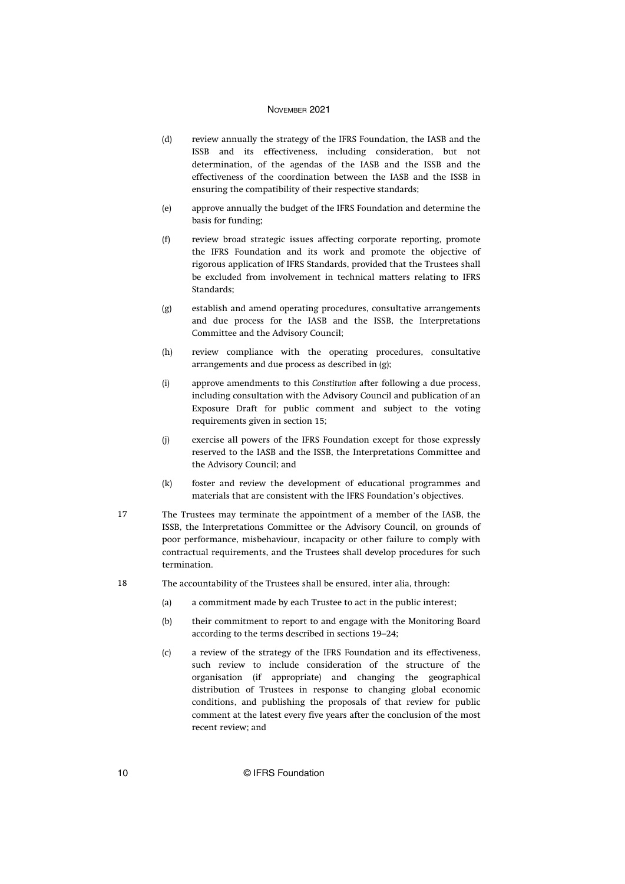(d) review annually the strategy of the IFRS Foundation, the IASB and the ISSB and its effectiveness, including consideration, but not determination, of the agendas of the IASB and the ISSB and the effectiveness of the coordination between the IASB and the ISSB in ensuring the compatibility of their respective standards;

(e) approve annually the budget of the IFRS Foundation and determine the basis for funding;

(f) review broad strategic issues affecting corporate reporting, promote the IFRS Foundation and its work and promote the objective of rigorous application of IFRS Standards, provided that the Trustees shall be excluded from involvement in technical matters relating to IFRS Standards;

(g) establish and amend operating procedures, consultative arrangements and due process for the IASB and the ISSB, the Interpretations Committee and the Advisory Council;

(h) review compliance with the operating procedures, consultative arrangements and due process as described in (g);

(i) approve amendments to this *Constitution* after following a due process, including consultation with the Advisory Council and publication of an Exposure Draft for public comment and subject to the voting requirements given in section 15;

(j) exercise all powers of the IFRS Foundation except for those expressly reserved to the IASB and the ISSB, the Interpretations Committee and the Advisory Council; and

(k) foster and review the development of educational programmes and materials that are consistent with the IFRS Foundation's objectives.

17 The Trustees may terminate the appointment of a member of the IASB, the ISSB, the Interpretations Committee or the Advisory Council, on grounds of poor performance, misbehaviour, incapacity or other failure to comply with contractual requirements, and the Trustees shall develop procedures for such termination.

18 The accountability of the Trustees shall be ensured, inter alia, through:

(a) a commitment made by each Trustee to act in the public interest;

(b) their commitment to report to and engage with the Monitoring Board according to the terms described in sections 19–24;

(c) a review of the strategy of the IFRS Foundation and its effectiveness, such review to include consideration of the structure of the organisation (if appropriate) and changing the geographical distribution of Trustees in response to changing global economic conditions, and publishing the proposals of that review for public comment at the latest every five years after the conclusion of the most recent review; and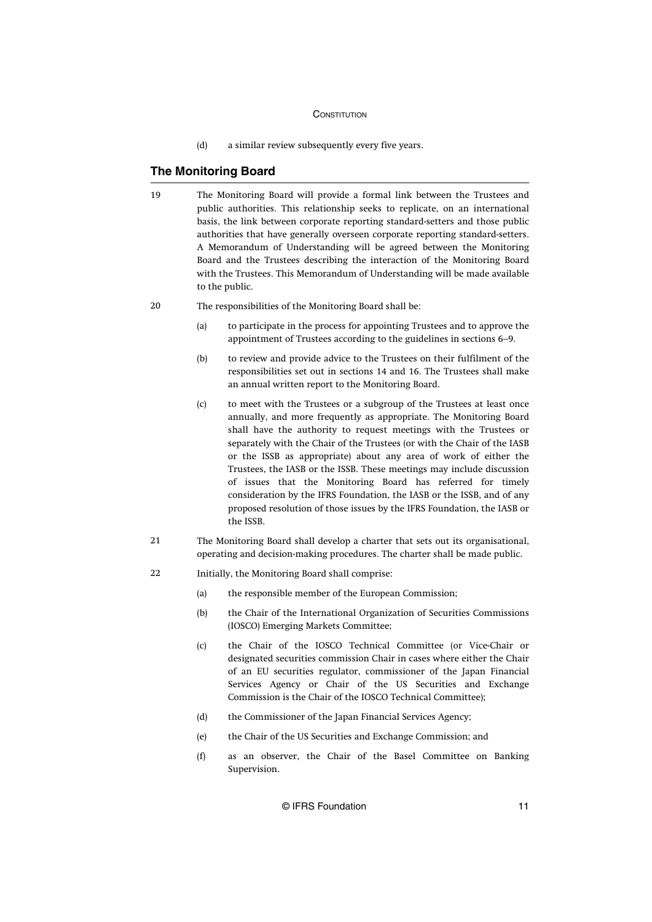(d) a similar review subsequently every five years.

## The Monitoring Board

19 The Monitoring Board will provide a formal link between the Trustees and public authorities. This relationship seeks to replicate, on an international basis, the link between corporate reporting standard-setters and those public authorities that have generally overseen corporate reporting standard-setters. A Memorandum of Understanding will be agreed between the Monitoring Board and the Trustees describing the interaction of the Monitoring Board with the Trustees. This Memorandum of Understanding will be made available to the public.

20 The responsibilities of the Monitoring Board shall be:

(a) to participate in the process for appointing Trustees and to approve the appointment of Trustees according to the guidelines in sections 6–9.

(b) to review and provide advice to the Trustees on their fulfilment of the responsibilities set out in sections 14 and 16. The Trustees shall make an annual written report to the Monitoring Board.

(c) to meet with the Trustees or a subgroup of the Trustees at least once annually, and more frequently as appropriate. The Monitoring Board shall have the authority to request meetings with the Trustees or separately with the Chair of the Trustees (or with the Chair of the IASB or the ISSB as appropriate) about any area of work of either the Trustees, the IASB or the ISSB. These meetings may include discussion of issues that the Monitoring Board has referred for timely consideration by the IFRS Foundation, the IASB or the ISSB, and of any proposed resolution of those issues by the IFRS Foundation, the IASB or the ISSB.

21 The Monitoring Board shall develop a charter that sets out its organisational, operating and decision-making procedures. The charter shall be made public.

22 Initially, the Monitoring Board shall comprise:

(a) the responsible member of the European Commission;

(b) the Chair of the International Organization of Securities Commissions (IOSCO) Emerging Markets Committee;

(c) the Chair of the IOSCO Technical Committee (or Vice-Chair or designated securities commission Chair in cases where either the Chair of an EU securities regulator, commissioner of the Japan Financial Services Agency or Chair of the US Securities and Exchange Commission is the Chair of the IOSCO Technical Committee);

(d) the Commissioner of the Japan Financial Services Agency;

(e) the Chair of the US Securities and Exchange Commission; and

(f) as an observer, the Chair of the Basel Committee on Banking Supervision.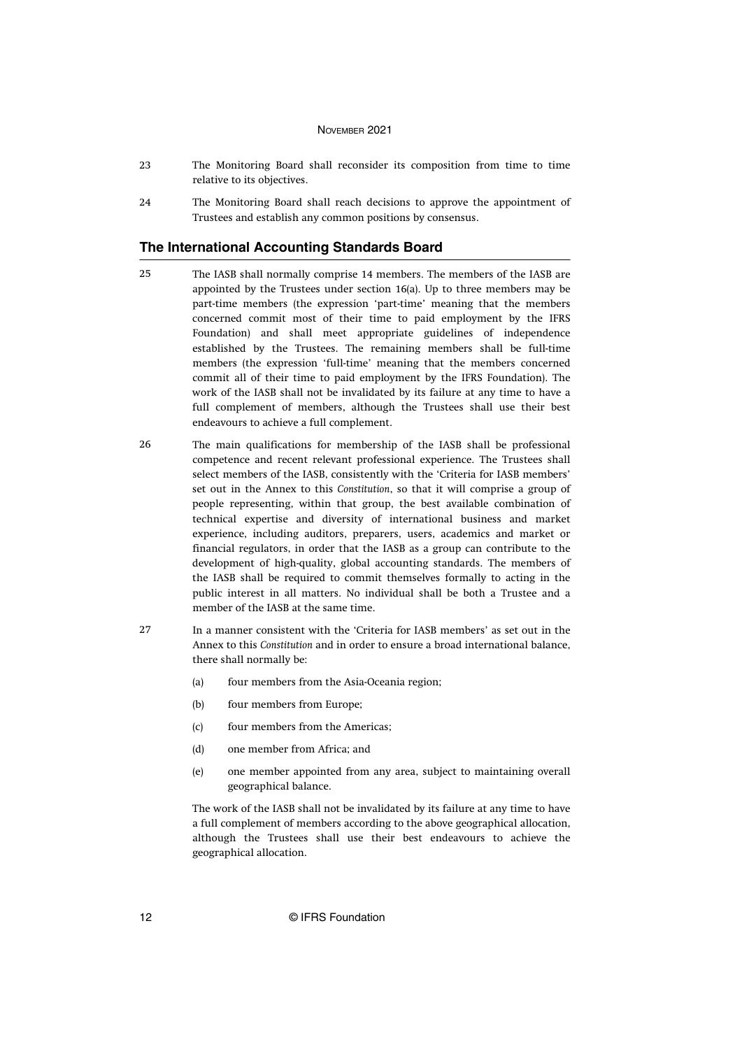23 The Monitoring Board shall reconsider its composition from time to time relative to its objectives.

24 The Monitoring Board shall reach decisions to approve the appointment of Trustees and establish any common positions by consensus.

## The International Accounting Standards Board

25 The IASB shall normally comprise 14 members. The members of the IASB are appointed by the Trustees under section 16(a). Up to three members may be part-time members (the expression 'part-time' meaning that the members concerned commit most of their time to paid employment by the IFRS Foundation) and shall meet appropriate guidelines of independence established by the Trustees. The remaining members shall be full-time members (the expression 'full-time' meaning that the members concerned commit all of their time to paid employment by the IFRS Foundation). The work of the IASB shall not be invalidated by its failure at any time to have a full complement of members, although the Trustees shall use their best endeavours to achieve a full complement.

26 The main qualifications for membership of the IASB shall be professional competence and recent relevant professional experience. The Trustees shall select members of the IASB, consistently with the 'Criteria for IASB members' set out in the Annex to this *Constitution*, so that it will comprise a group of people representing, within that group, the best available combination of technical expertise and diversity of international business and market experience, including auditors, preparers, users, academics and market or financial regulators, in order that the IASB as a group can contribute to the development of high-quality, global accounting standards. The members of the IASB shall be required to commit themselves formally to acting in the public interest in all matters. No individual shall be both a Trustee and a member of the IASB at the same time.

27 In a manner consistent with the 'Criteria for IASB members' as set out in the Annex to this *Constitution* and in order to ensure a broad international balance, there shall normally be:

(a) four members from the Asia-Oceania region;

(b) four members from Europe;

(c) four members from the Americas;

(d) one member from Africa; and

(e) one member appointed from any area, subject to maintaining overall geographical balance.

The work of the IASB shall not be invalidated by its failure at any time to have a full complement of members according to the above geographical allocation, although the Trustees shall use their best endeavours to achieve the geographical allocation.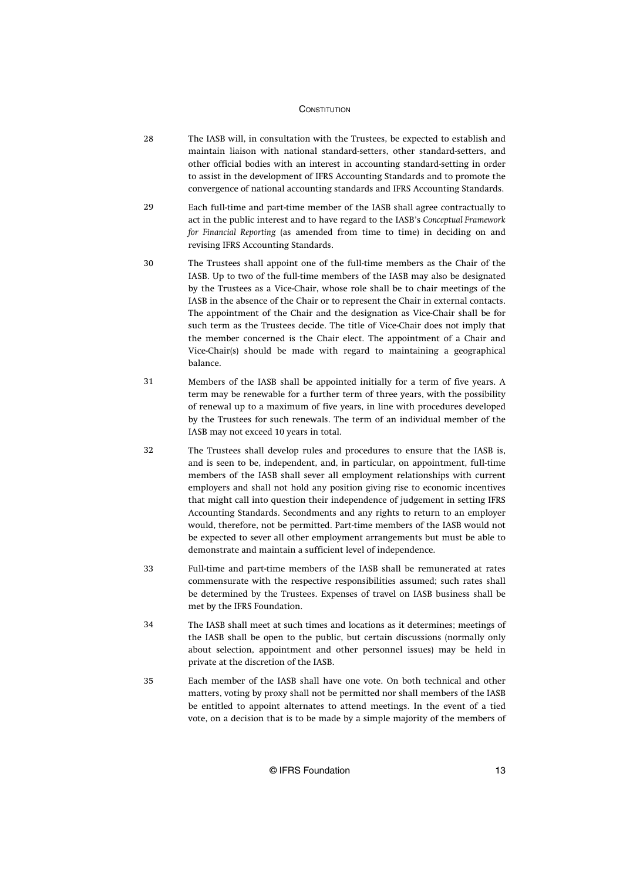28 The IASB will, in consultation with the Trustees, be expected to establish and maintain liaison with national standard-setters, other standard-setters, and other official bodies with an interest in accounting standard-setting in order to assist in the development of IFRS Accounting Standards and to promote the convergence of national accounting standards and IFRS Accounting Standards.

29 Each full-time and part-time member of the IASB shall agree contractually to act in the public interest and to have regard to the IASB's *Conceptual Framework for Financial Reporting* (as amended from time to time) in deciding on and revising IFRS Accounting Standards.

30 The Trustees shall appoint one of the full-time members as the Chair of the IASB. Up to two of the full-time members of the IASB may also be designated by the Trustees as a Vice-Chair, whose role shall be to chair meetings of the IASB in the absence of the Chair or to represent the Chair in external contacts. The appointment of the Chair and the designation as Vice-Chair shall be for such term as the Trustees decide. The title of Vice-Chair does not imply that the member concerned is the Chair elect. The appointment of a Chair and Vice-Chair(s) should be made with regard to maintaining a geographical balance.

31 Members of the IASB shall be appointed initially for a term of five years. A term may be renewable for a further term of three years, with the possibility of renewal up to a maximum of five years, in line with procedures developed by the Trustees for such renewals. The term of an individual member of the IASB may not exceed 10 years in total.

32 The Trustees shall develop rules and procedures to ensure that the IASB is, and is seen to be, independent, and, in particular, on appointment, full-time members of the IASB shall sever all employment relationships with current employers and shall not hold any position giving rise to economic incentives that might call into question their independence of judgement in setting IFRS Accounting Standards. Secondments and any rights to return to an employer would, therefore, not be permitted. Part-time members of the IASB would not be expected to sever all other employment arrangements but must be able to demonstrate and maintain a sufficient level of independence.

33 Full-time and part-time members of the IASB shall be remunerated at rates commensurate with the respective responsibilities assumed; such rates shall be determined by the Trustees. Expenses of travel on IASB business shall be met by the IFRS Foundation.

34 The IASB shall meet at such times and locations as it determines; meetings of the IASB shall be open to the public, but certain discussions (normally only about selection, appointment and other personnel issues) may be held in private at the discretion of the IASB.

35 Each member of the IASB shall have one vote. On both technical and other matters, voting by proxy shall not be permitted nor shall members of the IASB be entitled to appoint alternates to attend meetings. In the event of a tied vote, on a decision that is to be made by a simple majority of the members of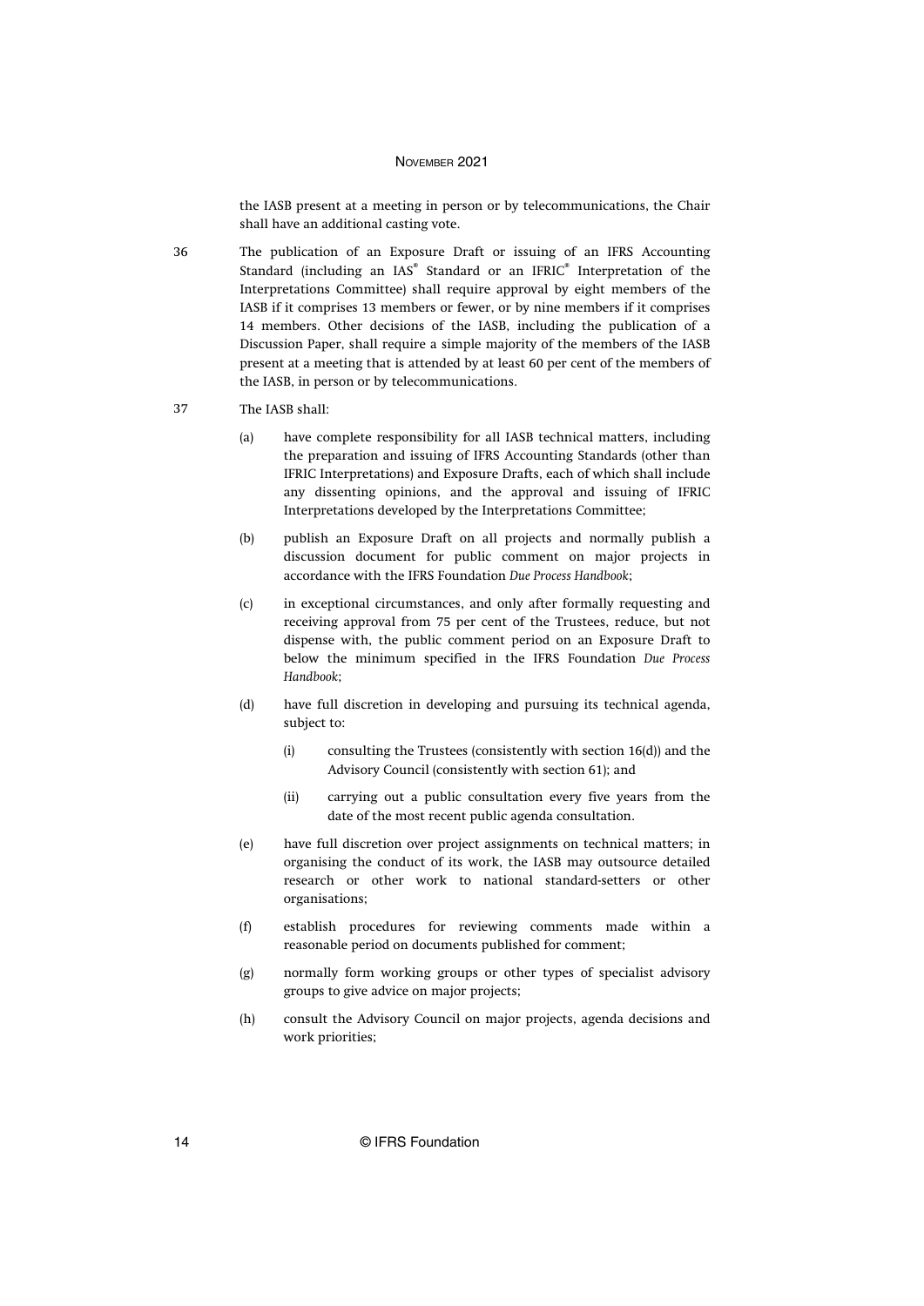the IASB present at a meeting in person or by telecommunications, the Chair shall have an additional casting vote.

36 The publication of an Exposure Draft or issuing of an IFRS Accounting Standard (including an IAS® Standard or an IFRIC® Interpretation of the Interpretations Committee) shall require approval by eight members of the IASB if it comprises 13 members or fewer, or by nine members if it comprises 14 members. Other decisions of the IASB, including the publication of a Discussion Paper, shall require a simple majority of the members of the IASB present at a meeting that is attended by at least 60 per cent of the members of the IASB, in person or by telecommunications.

37 The IASB shall:

(a) have complete responsibility for all IASB technical matters, including the preparation and issuing of IFRS Accounting Standards (other than IFRIC Interpretations) and Exposure Drafts, each of which shall include any dissenting opinions, and the approval and issuing of IFRIC Interpretations developed by the Interpretations Committee;

(b) publish an Exposure Draft on all projects and normally publish a discussion document for public comment on major projects in accordance with the IFRS Foundation *Due Process Handbook*;

(c) in exceptional circumstances, and only after formally requesting and receiving approval from 75 per cent of the Trustees, reduce, but not dispense with, the public comment period on an Exposure Draft to below the minimum specified in the IFRS Foundation *Due Process Handbook*;

(d) have full discretion in developing and pursuing its technical agenda, subject to:

   (i) consulting the Trustees (consistently with section 16(d)) and the Advisory Council (consistently with section 61); and

   (ii) carrying out a public consultation every five years from the date of the most recent public agenda consultation.

(e) have full discretion over project assignments on technical matters; in organising the conduct of its work, the IASB may outsource detailed research or other work to national standard-setters or other organisations;

(f) establish procedures for reviewing comments made within a reasonable period on documents published for comment;

(g) normally form working groups or other types of specialist advisory groups to give advice on major projects;

(h) consult the Advisory Council on major projects, agenda decisions and work priorities;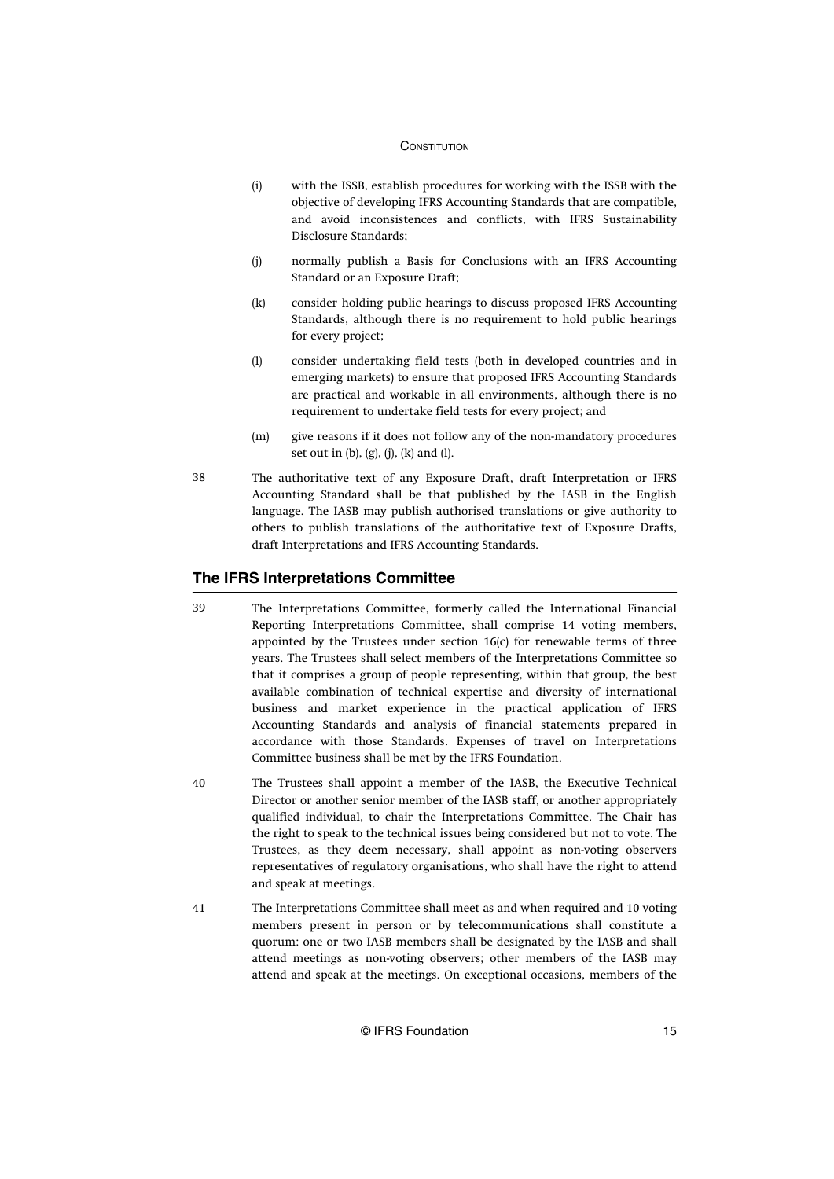(i) with the ISSB, establish procedures for working with the ISSB with the objective of developing IFRS Accounting Standards that are compatible, and avoid inconsistences and conflicts, with IFRS Sustainability Disclosure Standards;

(j) normally publish a Basis for Conclusions with an IFRS Accounting Standard or an Exposure Draft;

(k) consider holding public hearings to discuss proposed IFRS Accounting Standards, although there is no requirement to hold public hearings for every project;

(l) consider undertaking field tests (both in developed countries and in emerging markets) to ensure that proposed IFRS Accounting Standards are practical and workable in all environments, although there is no requirement to undertake field tests for every project; and

(m) give reasons if it does not follow any of the non-mandatory procedures set out in (b), (g), (j), (k) and (l).

38 The authoritative text of any Exposure Draft, draft Interpretation or IFRS Accounting Standard shall be that published by the IASB in the English language. The IASB may publish authorised translations or give authority to others to publish translations of the authoritative text of Exposure Drafts, draft Interpretations and IFRS Accounting Standards.

## The IFRS Interpretations Committee

39 The Interpretations Committee, formerly called the International Financial Reporting Interpretations Committee, shall comprise 14 voting members, appointed by the Trustees under section 16(c) for renewable terms of three years. The Trustees shall select members of the Interpretations Committee so that it comprises a group of people representing, within that group, the best available combination of technical expertise and diversity of international business and market experience in the practical application of IFRS Accounting Standards and analysis of financial statements prepared in accordance with those Standards. Expenses of travel on Interpretations Committee business shall be met by the IFRS Foundation.

40 The Trustees shall appoint a member of the IASB, the Executive Technical Director or another senior member of the IASB staff, or another appropriately qualified individual, to chair the Interpretations Committee. The Chair has the right to speak to the technical issues being considered but not to vote. The Trustees, as they deem necessary, shall appoint as non-voting observers representatives of regulatory organisations, who shall have the right to attend and speak at meetings.

41 The Interpretations Committee shall meet as and when required and 10 voting members present in person or by telecommunications shall constitute a quorum: one or two IASB members shall be designated by the IASB and shall attend meetings as non-voting observers; other members of the IASB may attend and speak at the meetings. On exceptional occasions, members of the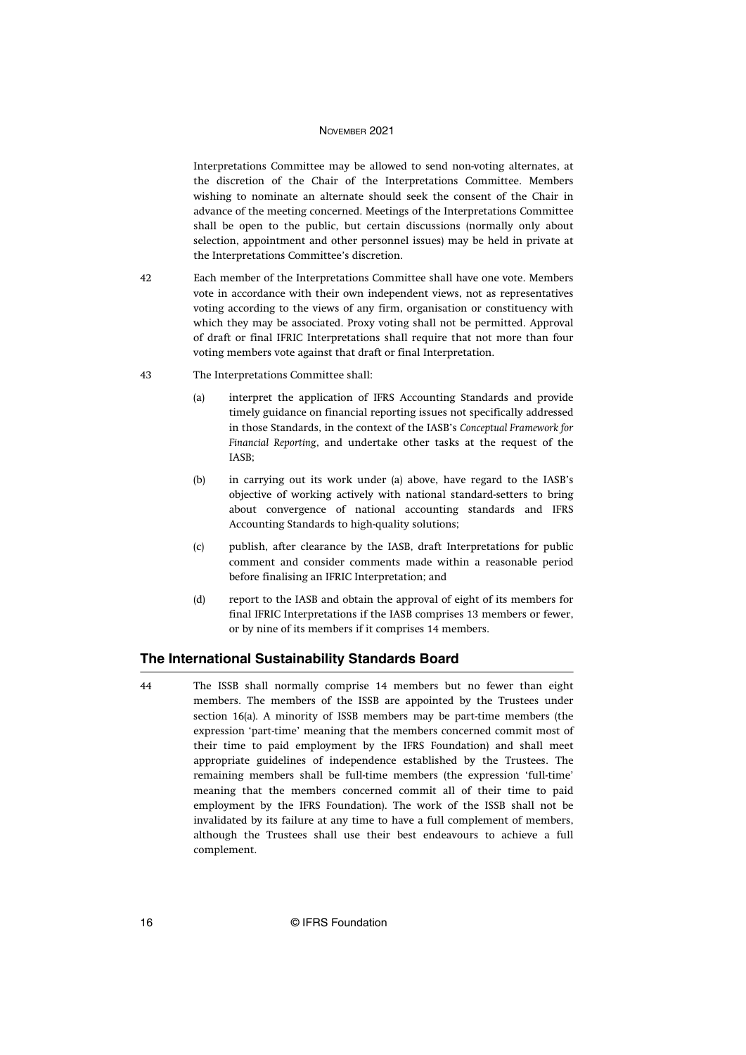Interpretations Committee may be allowed to send non-voting alternates, at the discretion of the Chair of the Interpretations Committee. Members wishing to nominate an alternate should seek the consent of the Chair in advance of the meeting concerned. Meetings of the Interpretations Committee shall be open to the public, but certain discussions (normally only about selection, appointment and other personnel issues) may be held in private at the Interpretations Committee's discretion.

42 Each member of the Interpretations Committee shall have one vote. Members vote in accordance with their own independent views, not as representatives voting according to the views of any firm, organisation or constituency with which they may be associated. Proxy voting shall not be permitted. Approval of draft or final IFRIC Interpretations shall require that not more than four voting members vote against that draft or final Interpretation.

43 The Interpretations Committee shall:

(a) interpret the application of IFRS Accounting Standards and provide timely guidance on financial reporting issues not specifically addressed in those Standards, in the context of the IASB's *Conceptual Framework for Financial Reporting*, and undertake other tasks at the request of the IASB;

(b) in carrying out its work under (a) above, have regard to the IASB's objective of working actively with national standard-setters to bring about convergence of national accounting standards and IFRS Accounting Standards to high-quality solutions;

(c) publish, after clearance by the IASB, draft Interpretations for public comment and consider comments made within a reasonable period before finalising an IFRIC Interpretation; and

(d) report to the IASB and obtain the approval of eight of its members for final IFRIC Interpretations if the IASB comprises 13 members or fewer, or by nine of its members if it comprises 14 members.

## The International Sustainability Standards Board

44 The ISSB shall normally comprise 14 members but no fewer than eight members. The members of the ISSB are appointed by the Trustees under section 16(a). A minority of ISSB members may be part-time members (the expression 'part-time' meaning that the members concerned commit most of their time to paid employment by the IFRS Foundation) and shall meet appropriate guidelines of independence established by the Trustees. The remaining members shall be full-time members (the expression 'full-time' meaning that the members concerned commit all of their time to paid employment by the IFRS Foundation). The work of the ISSB shall not be invalidated by its failure at any time to have a full complement of members, although the Trustees shall use their best endeavours to achieve a full complement.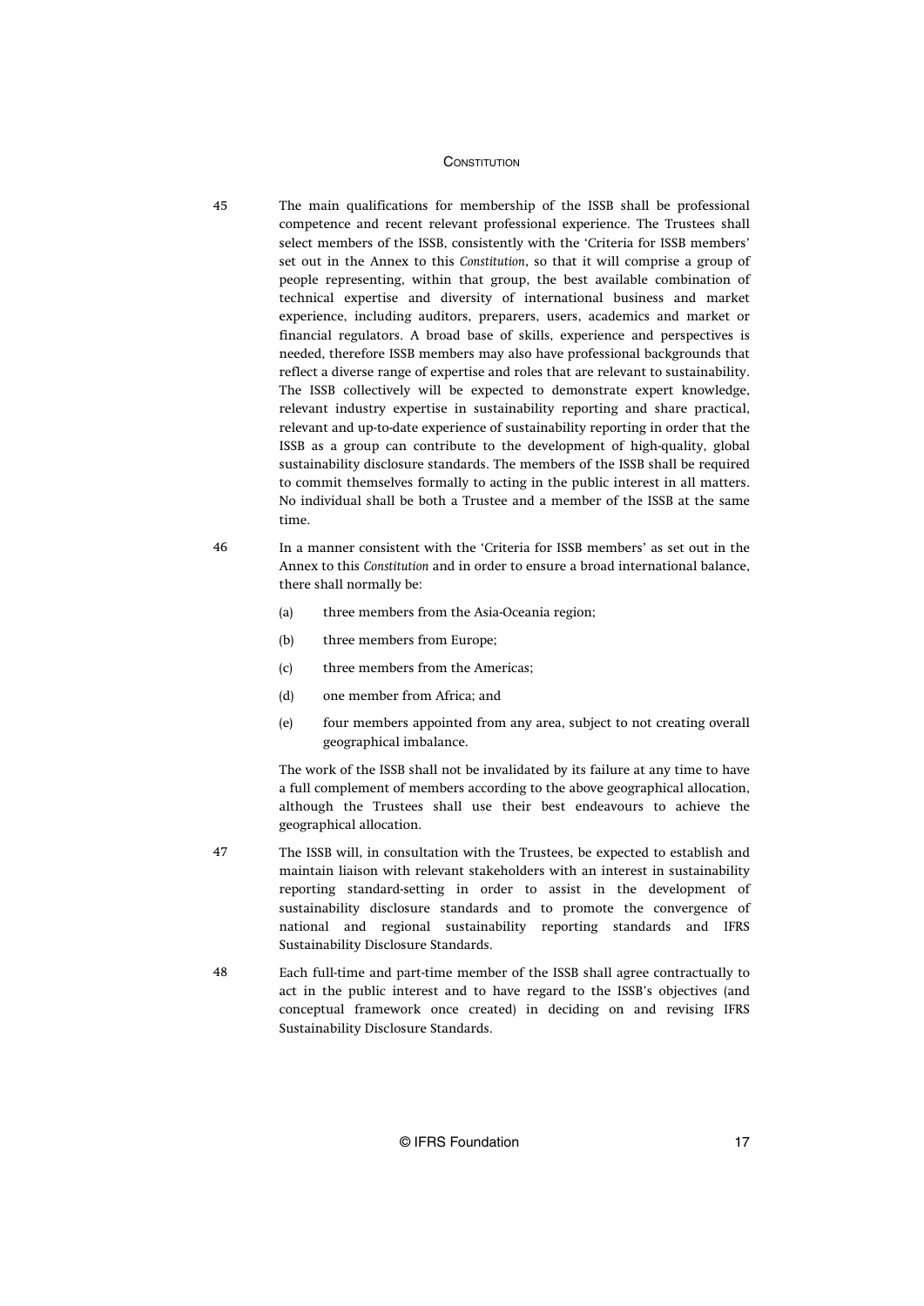45 The main qualifications for membership of the ISSB shall be professional competence and recent relevant professional experience. The Trustees shall select members of the ISSB, consistently with the 'Criteria for ISSB members' set out in the Annex to this *Constitution*, so that it will comprise a group of people representing, within that group, the best available combination of technical expertise and diversity of international business and market experience, including auditors, preparers, users, academics and market or financial regulators. A broad base of skills, experience and perspectives is needed, therefore ISSB members may also have professional backgrounds that reflect a diverse range of expertise and roles that are relevant to sustainability. The ISSB collectively will be expected to demonstrate expert knowledge, relevant industry expertise in sustainability reporting and share practical, relevant and up-to-date experience of sustainability reporting in order that the ISSB as a group can contribute to the development of high-quality, global sustainability disclosure standards. The members of the ISSB shall be required to commit themselves formally to acting in the public interest in all matters. No individual shall be both a Trustee and a member of the ISSB at the same time.

46 In a manner consistent with the 'Criteria for ISSB members' as set out in the Annex to this *Constitution* and in order to ensure a broad international balance, there shall normally be:

(a) three members from the Asia-Oceania region;

(b) three members from Europe;

(c) three members from the Americas;

(d) one member from Africa; and

(e) four members appointed from any area, subject to not creating overall geographical imbalance.

The work of the ISSB shall not be invalidated by its failure at any time to have a full complement of members according to the above geographical allocation, although the Trustees shall use their best endeavours to achieve the geographical allocation.

47 The ISSB will, in consultation with the Trustees, be expected to establish and maintain liaison with relevant stakeholders with an interest in sustainability reporting standard-setting in order to assist in the development of sustainability disclosure standards and to promote the convergence of national and regional sustainability reporting standards and IFRS Sustainability Disclosure Standards.

48 Each full-time and part-time member of the ISSB shall agree contractually to act in the public interest and to have regard to the ISSB's objectives (and conceptual framework once created) in deciding on and revising IFRS Sustainability Disclosure Standards.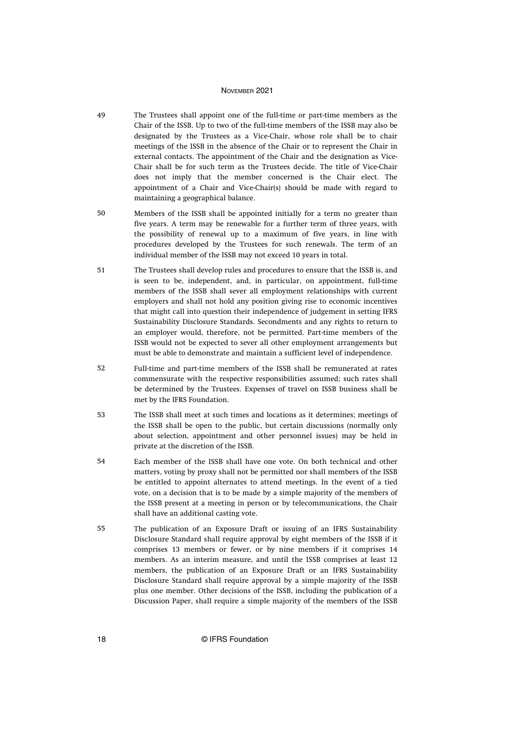49 The Trustees shall appoint one of the full-time or part-time members as the Chair of the ISSB. Up to two of the full-time members of the ISSB may also be designated by the Trustees as a Vice-Chair, whose role shall be to chair meetings of the ISSB in the absence of the Chair or to represent the Chair in external contacts. The appointment of the Chair and the designation as Vice-Chair shall be for such term as the Trustees decide. The title of Vice-Chair does not imply that the member concerned is the Chair elect. The appointment of a Chair and Vice-Chair(s) should be made with regard to maintaining a geographical balance.

50 Members of the ISSB shall be appointed initially for a term no greater than five years. A term may be renewable for a further term of three years, with the possibility of renewal up to a maximum of five years, in line with procedures developed by the Trustees for such renewals. The term of an individual member of the ISSB may not exceed 10 years in total.

51 The Trustees shall develop rules and procedures to ensure that the ISSB is, and is seen to be, independent, and, in particular, on appointment, full-time members of the ISSB shall sever all employment relationships with current employers and shall not hold any position giving rise to economic incentives that might call into question their independence of judgement in setting IFRS Sustainability Disclosure Standards. Secondments and any rights to return to an employer would, therefore, not be permitted. Part-time members of the ISSB would not be expected to sever all other employment arrangements but must be able to demonstrate and maintain a sufficient level of independence.

52 Full-time and part-time members of the ISSB shall be remunerated at rates commensurate with the respective responsibilities assumed; such rates shall be determined by the Trustees. Expenses of travel on ISSB business shall be met by the IFRS Foundation.

53 The ISSB shall meet at such times and locations as it determines; meetings of the ISSB shall be open to the public, but certain discussions (normally only about selection, appointment and other personnel issues) may be held in private at the discretion of the ISSB.

54 Each member of the ISSB shall have one vote. On both technical and other matters, voting by proxy shall not be permitted nor shall members of the ISSB be entitled to appoint alternates to attend meetings. In the event of a tied vote, on a decision that is to be made by a simple majority of the members of the ISSB present at a meeting in person or by telecommunications, the Chair shall have an additional casting vote.

55 The publication of an Exposure Draft or issuing of an IFRS Sustainability Disclosure Standard shall require approval by eight members of the ISSB if it comprises 13 members or fewer, or by nine members if it comprises 14 members. As an interim measure, and until the ISSB comprises at least 12 members, the publication of an Exposure Draft or an IFRS Sustainability Disclosure Standard shall require approval by a simple majority of the ISSB plus one member. Other decisions of the ISSB, including the publication of a Discussion Paper, shall require a simple majority of the members of the ISSB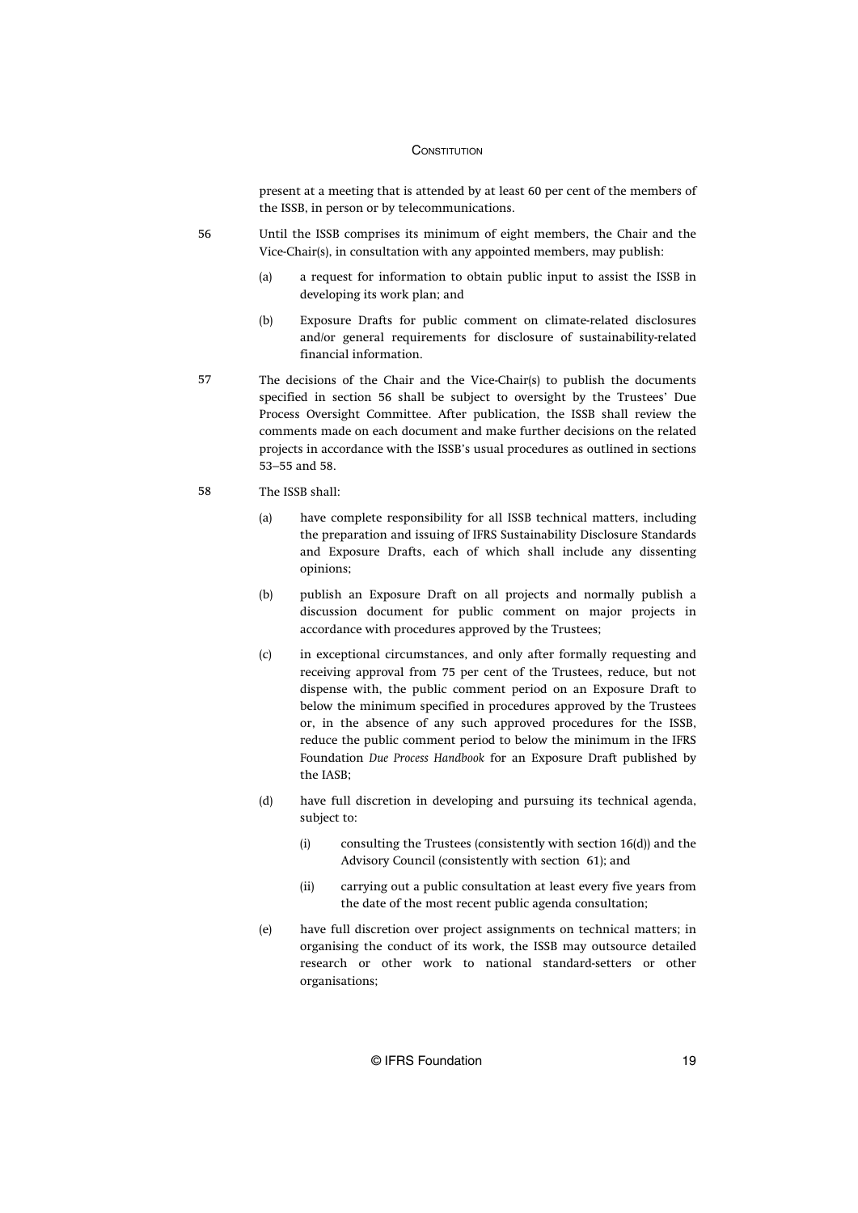present at a meeting that is attended by at least 60 per cent of the members of the ISSB, in person or by telecommunications.

56 Until the ISSB comprises its minimum of eight members, the Chair and the Vice-Chair(s), in consultation with any appointed members, may publish:

(a) a request for information to obtain public input to assist the ISSB in developing its work plan; and

(b) Exposure Drafts for public comment on climate-related disclosures and/or general requirements for disclosure of sustainability-related financial information.

57 The decisions of the Chair and the Vice-Chair(s) to publish the documents specified in section 56 shall be subject to oversight by the Trustees' Due Process Oversight Committee. After publication, the ISSB shall review the comments made on each document and make further decisions on the related projects in accordance with the ISSB's usual procedures as outlined in sections 53–55 and 58.

58 The ISSB shall:

(a) have complete responsibility for all ISSB technical matters, including the preparation and issuing of IFRS Sustainability Disclosure Standards and Exposure Drafts, each of which shall include any dissenting opinions;

(b) publish an Exposure Draft on all projects and normally publish a discussion document for public comment on major projects in accordance with procedures approved by the Trustees;

(c) in exceptional circumstances, and only after formally requesting and receiving approval from 75 per cent of the Trustees, reduce, but not dispense with, the public comment period on an Exposure Draft to below the minimum specified in procedures approved by the Trustees or, in the absence of any such approved procedures for the ISSB, reduce the public comment period to below the minimum in the IFRS Foundation *Due Process Handbook* for an Exposure Draft published by the IASB;

(d) have full discretion in developing and pursuing its technical agenda, subject to:

   (i) consulting the Trustees (consistently with section 16(d)) and the Advisory Council (consistently with section 61); and

   (ii) carrying out a public consultation at least every five years from the date of the most recent public agenda consultation;

(e) have full discretion over project assignments on technical matters; in organising the conduct of its work, the ISSB may outsource detailed research or other work to national standard-setters or other organisations;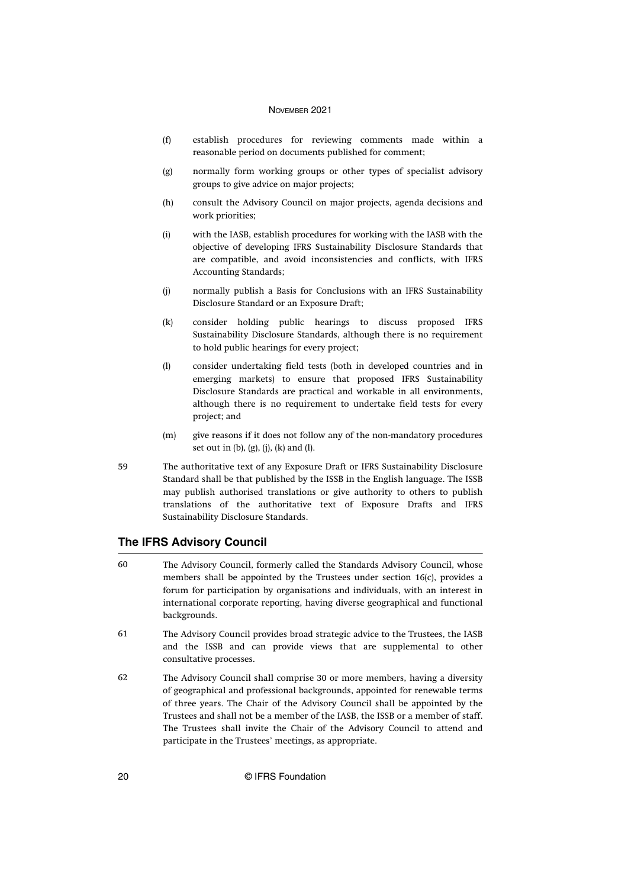(f) establish procedures for reviewing comments made within a reasonable period on documents published for comment;

(g) normally form working groups or other types of specialist advisory groups to give advice on major projects;

(h) consult the Advisory Council on major projects, agenda decisions and work priorities;

(i) with the IASB, establish procedures for working with the IASB with the objective of developing IFRS Sustainability Disclosure Standards that are compatible, and avoid inconsistencies and conflicts, with IFRS Accounting Standards;

(j) normally publish a Basis for Conclusions with an IFRS Sustainability Disclosure Standard or an Exposure Draft;

(k) consider holding public hearings to discuss proposed IFRS Sustainability Disclosure Standards, although there is no requirement to hold public hearings for every project;

(l) consider undertaking field tests (both in developed countries and in emerging markets) to ensure that proposed IFRS Sustainability Disclosure Standards are practical and workable in all environments, although there is no requirement to undertake field tests for every project; and

(m) give reasons if it does not follow any of the non-mandatory procedures set out in (b), (g), (j), (k) and (l).

59 The authoritative text of any Exposure Draft or IFRS Sustainability Disclosure Standard shall be that published by the ISSB in the English language. The ISSB may publish authorised translations or give authority to others to publish translations of the authoritative text of Exposure Drafts and IFRS Sustainability Disclosure Standards.

## The IFRS Advisory Council

60 The Advisory Council, formerly called the Standards Advisory Council, whose members shall be appointed by the Trustees under section 16(c), provides a forum for participation by organisations and individuals, with an interest in international corporate reporting, having diverse geographical and functional backgrounds.

61 The Advisory Council provides broad strategic advice to the Trustees, the IASB and the ISSB and can provide views that are supplemental to other consultative processes.

62 The Advisory Council shall comprise 30 or more members, having a diversity of geographical and professional backgrounds, appointed for renewable terms of three years. The Chair of the Advisory Council shall be appointed by the Trustees and shall not be a member of the IASB, the ISSB or a member of staff. The Trustees shall invite the Chair of the Advisory Council to attend and participate in the Trustees' meetings, as appropriate.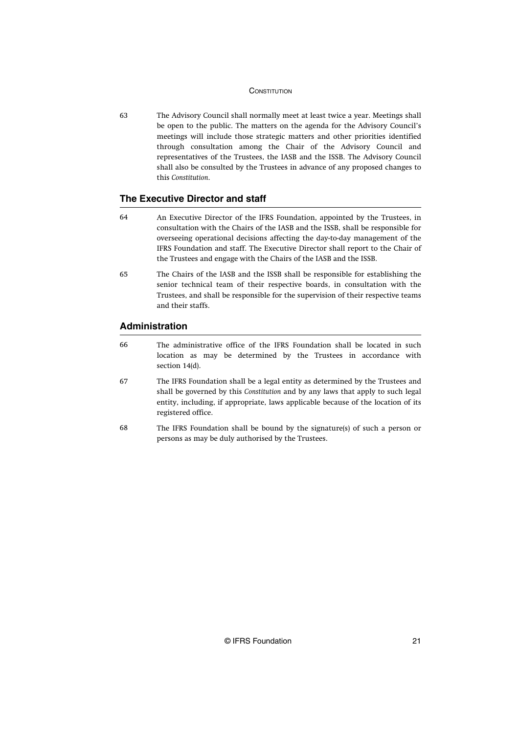63 The Advisory Council shall normally meet at least twice a year. Meetings shall be open to the public. The matters on the agenda for the Advisory Council's meetings will include those strategic matters and other priorities identified through consultation among the Chair of the Advisory Council and representatives of the Trustees, the IASB and the ISSB. The Advisory Council shall also be consulted by the Trustees in advance of any proposed changes to this *Constitution*.

## The Executive Director and staff

64 An Executive Director of the IFRS Foundation, appointed by the Trustees, in consultation with the Chairs of the IASB and the ISSB, shall be responsible for overseeing operational decisions affecting the day-to-day management of the IFRS Foundation and staff. The Executive Director shall report to the Chair of the Trustees and engage with the Chairs of the IASB and the ISSB.

65 The Chairs of the IASB and the ISSB shall be responsible for establishing the senior technical team of their respective boards, in consultation with the Trustees, and shall be responsible for the supervision of their respective teams and their staffs.

## Administration

66 The administrative office of the IFRS Foundation shall be located in such location as may be determined by the Trustees in accordance with section 14(d).

67 The IFRS Foundation shall be a legal entity as determined by the Trustees and shall be governed by this *Constitution* and by any laws that apply to such legal entity, including, if appropriate, laws applicable because of the location of its registered office.

68 The IFRS Foundation shall be bound by the signature(s) of such a person or persons as may be duly authorised by the Trustees.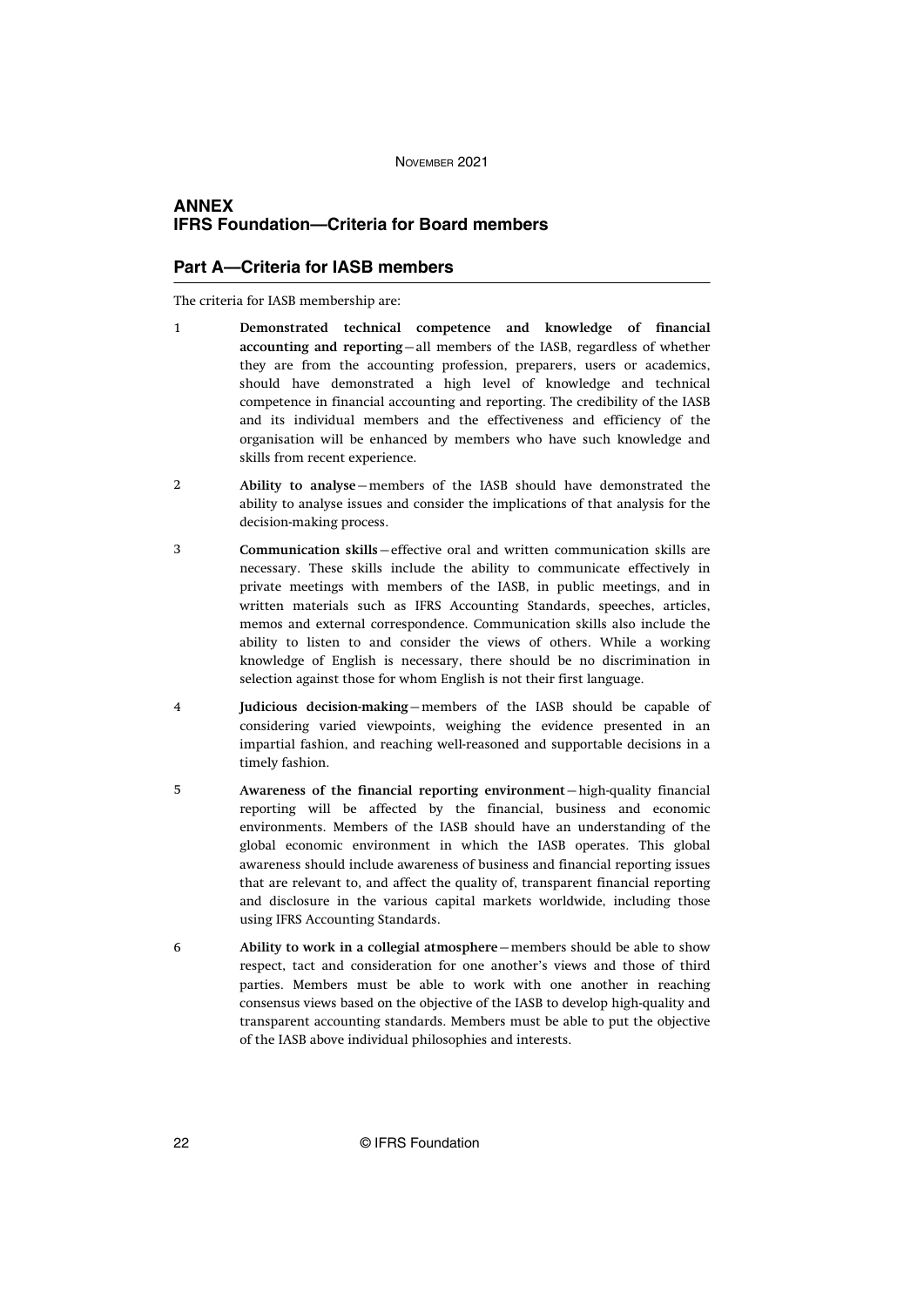## ANNEX
## IFRS Foundation—Criteria for Board members

### Part A—Criteria for IASB members

The criteria for IASB membership are:

1 **Demonstrated technical competence and knowledge of financial accounting and reporting**—all members of the IASB, regardless of whether they are from the accounting profession, preparers, users or academics, should have demonstrated a high level of knowledge and technical competence in financial accounting and reporting. The credibility of the IASB and its individual members and the effectiveness and efficiency of the organisation will be enhanced by members who have such knowledge and skills from recent experience.

2 **Ability to analyse**—members of the IASB should have demonstrated the ability to analyse issues and consider the implications of that analysis for the decision-making process.

3 **Communication skills**—effective oral and written communication skills are necessary. These skills include the ability to communicate effectively in private meetings with members of the IASB, in public meetings, and in written materials such as IFRS Accounting Standards, speeches, articles, memos and external correspondence. Communication skills also include the ability to listen to and consider the views of others. While a working knowledge of English is necessary, there should be no discrimination in selection against those for whom English is not their first language.

4 **Judicious decision-making**—members of the IASB should be capable of considering varied viewpoints, weighing the evidence presented in an impartial fashion, and reaching well-reasoned and supportable decisions in a timely fashion.

5 **Awareness of the financial reporting environment**—high-quality financial reporting will be affected by the financial, business and economic environments. Members of the IASB should have an understanding of the global economic environment in which the IASB operates. This global awareness should include awareness of business and financial reporting issues that are relevant to, and affect the quality of, transparent financial reporting and disclosure in the various capital markets worldwide, including those using IFRS Accounting Standards.

6 **Ability to work in a collegial atmosphere**—members should be able to show respect, tact and consideration for one another's views and those of third parties. Members must be able to work with one another in reaching consensus views based on the objective of the IASB to develop high-quality and transparent accounting standards. Members must be able to put the objective of the IASB above individual philosophies and interests.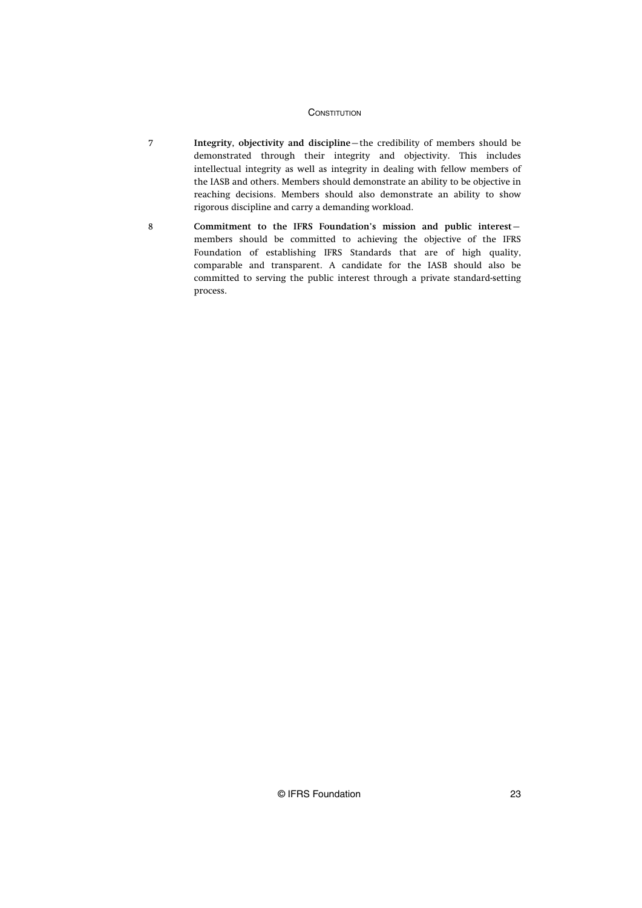7 **Integrity, objectivity and discipline**—the credibility of members should be demonstrated through their integrity and objectivity. This includes intellectual integrity as well as integrity in dealing with fellow members of the IASB and others. Members should demonstrate an ability to be objective in reaching decisions. Members should also demonstrate an ability to show rigorous discipline and carry a demanding workload.

8 **Commitment to the IFRS Foundation's mission and public interest**—members should be committed to achieving the objective of the IFRS Foundation of establishing IFRS Standards that are of high quality, comparable and transparent. A candidate for the IASB should also be committed to serving the public interest through a private standard-setting process.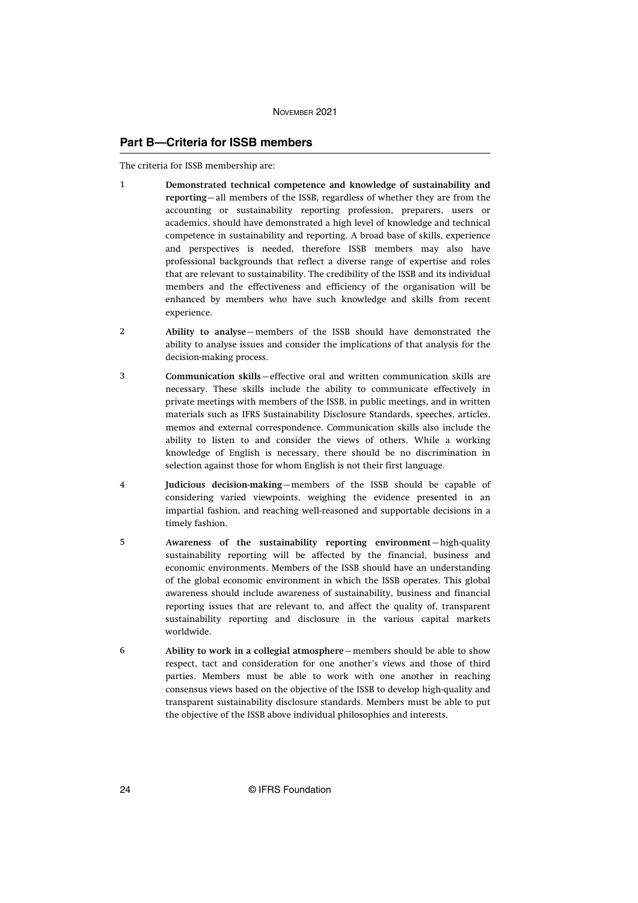## Part B—Criteria for ISSB members

The criteria for ISSB membership are:

1. **Demonstrated technical competence and knowledge of sustainability and reporting**—all members of the ISSB, regardless of whether they are from the accounting or sustainability reporting profession, preparers, users or academics, should have demonstrated a high level of knowledge and technical competence in sustainability and reporting. A broad base of skills, experience and perspectives is needed, therefore ISSB members may also have professional backgrounds that reflect a diverse range of expertise and roles that are relevant to sustainability. The credibility of the ISSB and its individual members and the effectiveness and efficiency of the organisation will be enhanced by members who have such knowledge and skills from recent experience.

2. **Ability to analyse**—members of the ISSB should have demonstrated the ability to analyse issues and consider the implications of that analysis for the decision-making process.

3. **Communication skills**—effective oral and written communication skills are necessary. These skills include the ability to communicate effectively in private meetings with members of the ISSB, in public meetings, and in written materials such as IFRS Sustainability Disclosure Standards, speeches, articles, memos and external correspondence. Communication skills also include the ability to listen to and consider the views of others. While a working knowledge of English is necessary, there should be no discrimination in selection against those for whom English is not their first language.

4. **Judicious decision-making**—members of the ISSB should be capable of considering varied viewpoints, weighing the evidence presented in an impartial fashion, and reaching well-reasoned and supportable decisions in a timely fashion.

5. **Awareness of the sustainability reporting environment**—high-quality sustainability reporting will be affected by the financial, business and economic environments. Members of the ISSB should have an understanding of the global economic environment in which the ISSB operates. This global awareness should include awareness of sustainability, business and financial reporting issues that are relevant to, and affect the quality of, transparent sustainability reporting and disclosure in the various capital markets worldwide.

6. **Ability to work in a collegial atmosphere**—members should be able to show respect, tact and consideration for one another's views and those of third parties. Members must be able to work with one another in reaching consensus views based on the objective of the ISSB to develop high-quality and transparent sustainability disclosure standards. Members must be able to put the objective of the ISSB above individual philosophies and interests.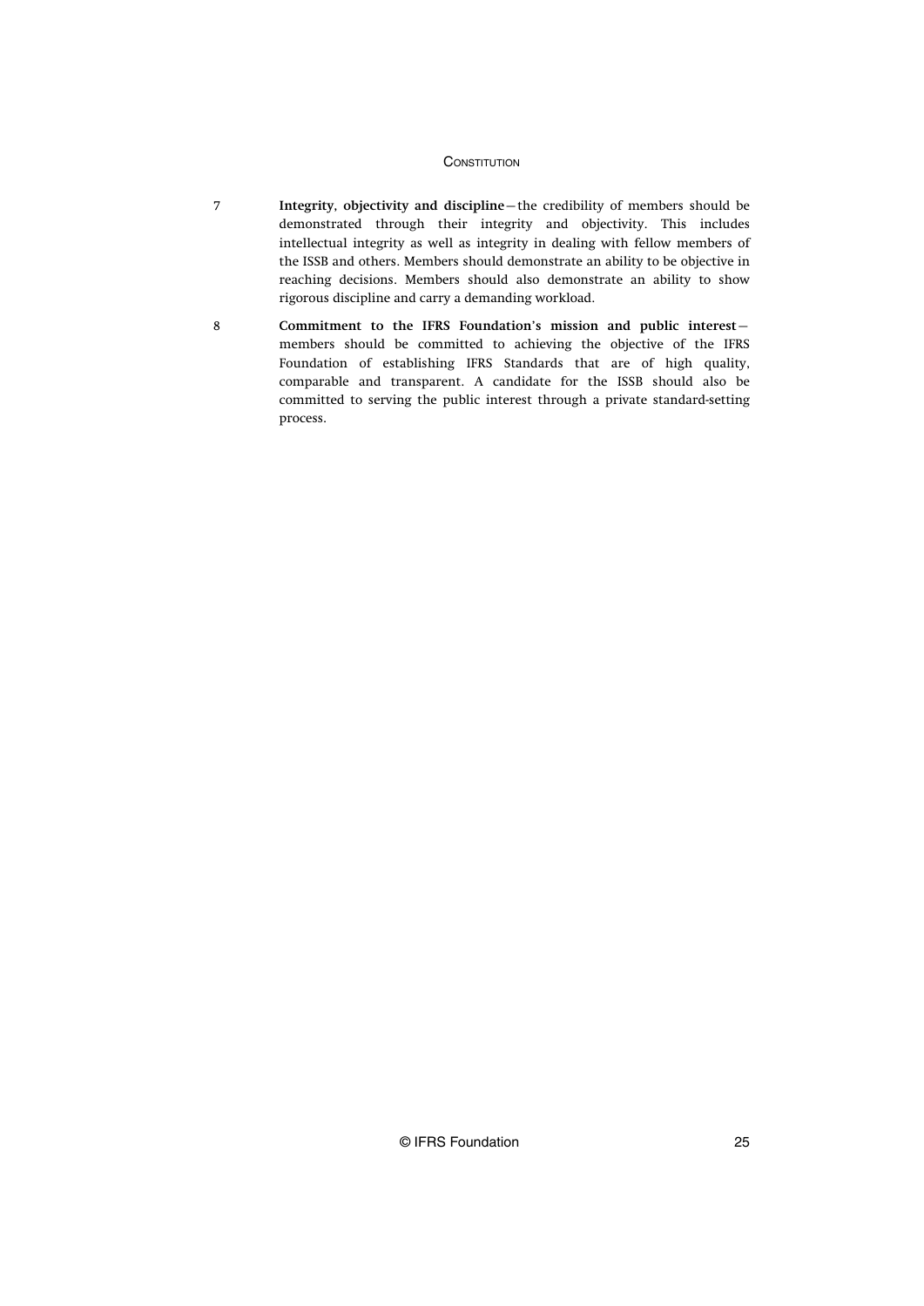7 **Integrity, objectivity and discipline**—the credibility of members should be demonstrated through their integrity and objectivity. This includes intellectual integrity as well as integrity in dealing with fellow members of the ISSB and others. Members should demonstrate an ability to be objective in reaching decisions. Members should also demonstrate an ability to show rigorous discipline and carry a demanding workload.

8 **Commitment to the IFRS Foundation's mission and public interest**—members should be committed to achieving the objective of the IFRS Foundation of establishing IFRS Standards that are of high quality, comparable and transparent. A candidate for the ISSB should also be committed to serving the public interest through a private standard-setting process.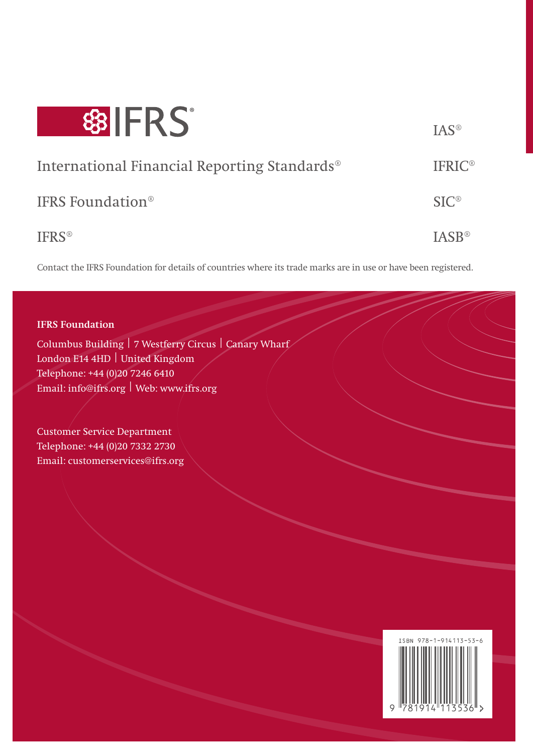IFRS®

International Financial Reporting Standards®

IFRS Foundation®

IFRS®

IAS®

IFRIC®

SIC®

IASB®

Contact the IFRS Foundation for details of countries where its trade marks are in use or have been registered.

**IFRS Foundation**

Columbus Building | 7 Westferry Circus | Canary Wharf
London E14 4HD | United Kingdom
Telephone: +44 (0)20 7246 6410
Email: info@ifrs.org | Web: www.ifrs.org

Customer Service Department
Telephone: +44 (0)20 7332 2730
Email: customerservices@ifrs.org

ISBN 978-1-914113-53-6